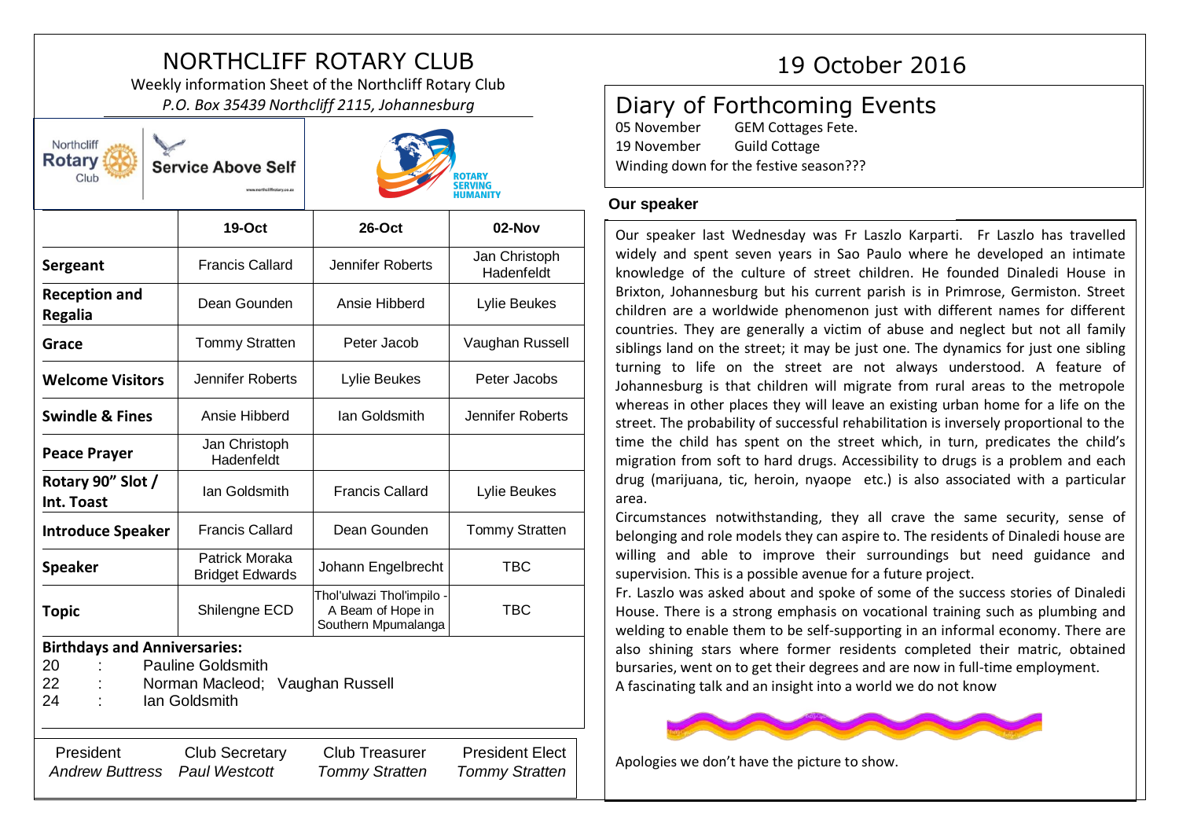# NORTHCLIFF ROTARY CLUB

Weekly information Sheet of the Northcliff Rotary Club

*P.O. Box 35439 Northcliff 2115, Johannesburg*

Northcliff Rotary Club — Service Above Self

ROTARY SERVING HUMANITY

| | 19-Oct | 26-Oct | 02-Nov |
|---|---|---|---|
| **Sergeant** | Francis Callard | Jennifer Roberts | Jan Christoph Hadenfeldt |
| **Reception and Regalia** | Dean Gounden | Ansie Hibberd | Lylie Beukes |
| **Grace** | Tommy Stratten | Peter Jacob | Vaughan Russell |
| **Welcome Visitors** | Jennifer Roberts | Lylie Beukes | Peter Jacobs |
| **Swindle & Fines** | Ansie Hibberd | Ian Goldsmith | Jennifer Roberts |
| **Peace Prayer** | Jan Christoph Hadenfeldt | | |
| **Rotary 90" Slot / Int. Toast** | Ian Goldsmith | Francis Callard | Lylie Beukes |
| **Introduce Speaker** | Francis Callard | Dean Gounden | Tommy Stratten |
| **Speaker** | Patrick Moraka Bridget Edwards | Johann Engelbrecht | TBC |
| **Topic** | Shilengne ECD | Thol'ulwazi Thol'impilo - A Beam of Hope in Southern Mpumalanga | TBC |

**Birthdays and Anniversaries:**

20 : Pauline Goldsmith
22 : Norman Macleod; Vaughan Russell
24 : Ian Goldsmith

| President | Club Secretary | Club Treasurer | President Elect |
|---|---|---|---|
| *Andrew Buttress* | *Paul Westcott* | *Tommy Stratten* | *Tommy Stratten* |

# 19 October 2016

## Diary of Forthcoming Events

05 November GEM Cottages Fete.
19 November Guild Cottage
Winding down for the festive season???

### Our speaker

Our speaker last Wednesday was Fr Laszlo Karparti. Fr Laszlo has travelled widely and spent seven years in Sao Paulo where he developed an intimate knowledge of the culture of street children. He founded Dinaledi House in Brixton, Johannesburg but his current parish is in Primrose, Germiston. Street children are a worldwide phenomenon just with different names for different countries. They are generally a victim of abuse and neglect but not all family siblings land on the street; it may be just one. The dynamics for just one sibling turning to life on the street are not always understood. A feature of Johannesburg is that children will migrate from rural areas to the metropole whereas in other places they will leave an existing urban home for a life on the street. The probability of successful rehabilitation is inversely proportional to the time the child has spent on the street which, in turn, predicates the child's migration from soft to hard drugs. Accessibility to drugs is a problem and each drug (marijuana, tic, heroin, nyaope etc.) is also associated with a particular area.

Circumstances notwithstanding, they all crave the same security, sense of belonging and role models they can aspire to. The residents of Dinaledi house are willing and able to improve their surroundings but need guidance and supervision. This is a possible avenue for a future project.

Fr. Laszlo was asked about and spoke of some of the success stories of Dinaledi House. There is a strong emphasis on vocational training such as plumbing and welding to enable them to be self-supporting in an informal economy. There are also shining stars where former residents completed their matric, obtained bursaries, went on to get their degrees and are now in full-time employment.

A fascinating talk and an insight into a world we do not know

Apologies we don't have the picture to show.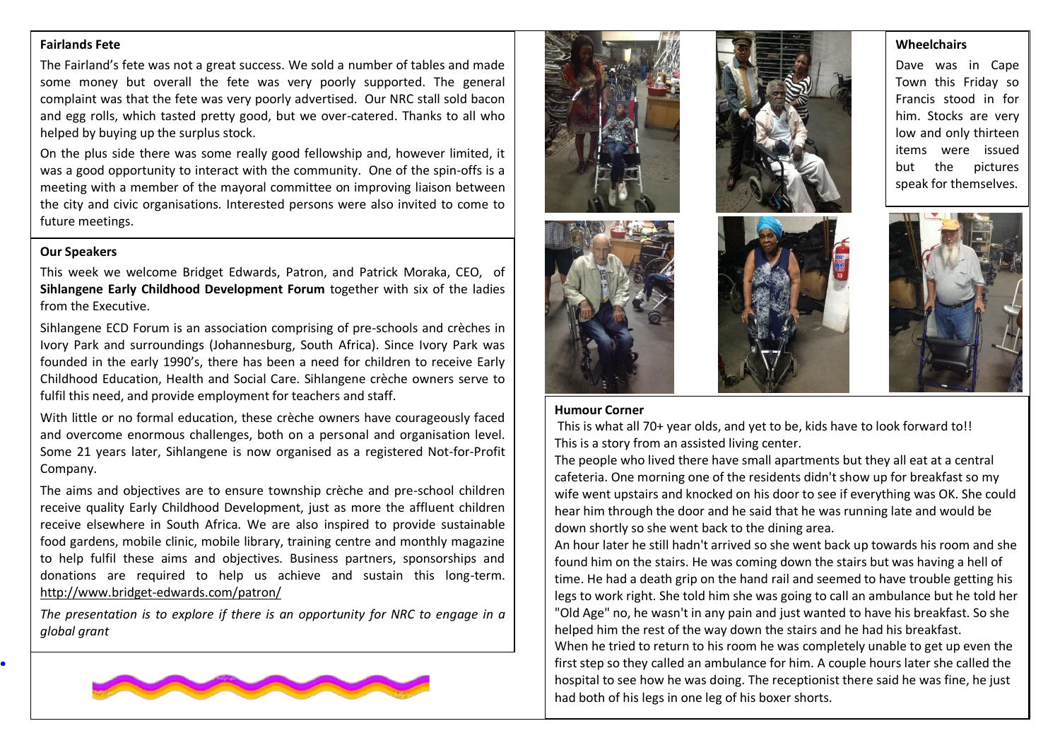## Fairlands Fete

The Fairland's fete was not a great success. We sold a number of tables and made some money but overall the fete was very poorly supported. The general complaint was that the fete was very poorly advertised. Our NRC stall sold bacon and egg rolls, which tasted pretty good, but we over-catered. Thanks to all who helped by buying up the surplus stock.

On the plus side there was some really good fellowship and, however limited, it was a good opportunity to interact with the community. One of the spin-offs is a meeting with a member of the mayoral committee on improving liaison between the city and civic organisations. Interested persons were also invited to come to future meetings.

## Our Speakers

This week we welcome Bridget Edwards, Patron, and Patrick Moraka, CEO, of **Sihlangene Early Childhood Development Forum** together with six of the ladies from the Executive.

Sihlangene ECD Forum is an association comprising of pre-schools and crèches in Ivory Park and surroundings (Johannesburg, South Africa). Since Ivory Park was founded in the early 1990's, there has been a need for children to receive Early Childhood Education, Health and Social Care. Sihlangene crèche owners serve to fulfil this need, and provide employment for teachers and staff.

With little or no formal education, these crèche owners have courageously faced and overcome enormous challenges, both on a personal and organisation level. Some 21 years later, Sihlangene is now organised as a registered Not-for-Profit Company.

The aims and objectives are to ensure township crèche and pre-school children receive quality Early Childhood Development, just as more the affluent children receive elsewhere in South Africa. We are also inspired to provide sustainable food gardens, mobile clinic, mobile library, training centre and monthly magazine to help fulfil these aims and objectives. Business partners, sponsorships and donations are required to help us achieve and sustain this long-term. http://www.bridget-edwards.com/patron/

*The presentation is to explore if there is an opportunity for NRC to engage in a global grant*

## Wheelchairs

Dave was in Cape Town this Friday so Francis stood in for him. Stocks are very low and only thirteen items were issued but the pictures speak for themselves.

## Humour Corner

This is what all 70+ year olds, and yet to be, kids have to look forward to!!
This is a story from an assisted living center.

The people who lived there have small apartments but they all eat at a central cafeteria. One morning one of the residents didn't show up for breakfast so my wife went upstairs and knocked on his door to see if everything was OK. She could hear him through the door and he said that he was running late and would be down shortly so she went back to the dining area.

An hour later he still hadn't arrived so she went back up towards his room and she found him on the stairs. He was coming down the stairs but was having a hell of time. He had a death grip on the hand rail and seemed to have trouble getting his legs to work right. She told him she was going to call an ambulance but he told her "Old Age" no, he wasn't in any pain and just wanted to have his breakfast. So she helped him the rest of the way down the stairs and he had his breakfast.

When he tried to return to his room he was completely unable to get up even the first step so they called an ambulance for him. A couple hours later she called the hospital to see how he was doing. The receptionist there said he was fine, he just had both of his legs in one leg of his boxer shorts.